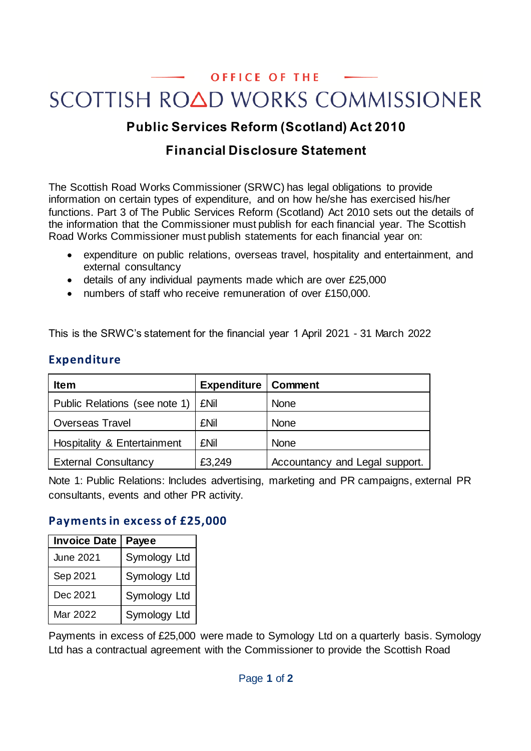OFFICE OF THE

# SCOTTISH ROAD WORKS COMMISSIONER

## Public Services Reform (Scotland) Act 2010

## Financial Disclosure Statement

The Scottish Road Works Commissioner (SRWC) has legal obligations to provide information on certain types of expenditure, and on how he/she has exercised his/her functions. Part 3 of The Public Services Reform (Scotland) Act 2010 sets out the details of the information that the Commissioner must publish for each financial year. The Scottish Road Works Commissioner must publish statements for each financial year on:

- expenditure on public relations, overseas travel, hospitality and entertainment, and external consultancy
- details of any individual payments made which are over £25,000
- numbers of staff who receive remuneration of over £150,000.

This is the SRWC's statement for the financial year 1 April 2021 - 31 March 2022

### Expenditure

| Item | Expenditure | Comment |
|---|---|---|
| Public Relations (see note 1) | £Nil | None |
| Overseas Travel | £Nil | None |
| Hospitality & Entertainment | £Nil | None |
| External Consultancy | £3,249 | Accountancy and Legal support. |

Note 1: Public Relations: Includes advertising, marketing and PR campaigns, external PR consultants, events and other PR activity.

### Payments in excess of £25,000

| Invoice Date | Payee |
|---|---|
| June 2021 | Symology Ltd |
| Sep 2021 | Symology Ltd |
| Dec 2021 | Symology Ltd |
| Mar 2022 | Symology Ltd |

Payments in excess of £25,000 were made to Symology Ltd on a quarterly basis. Symology Ltd has a contractual agreement with the Commissioner to provide the Scottish Road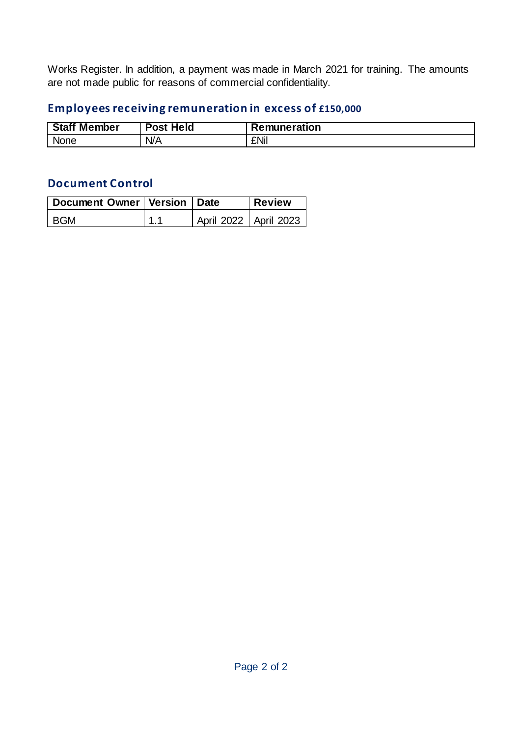Works Register. In addition, a payment was made in March 2021 for training. The amounts are not made public for reasons of commercial confidentiality.

## Employees receiving remuneration in excess of £150,000

| Staff Member | Post Held | Remuneration |
|---|---|---|
| None | N/A | £Nil |

## Document Control

| Document Owner | Version | Date | Review |
|---|---|---|---|
| BGM | 1.1 | April 2022 | April 2023 |